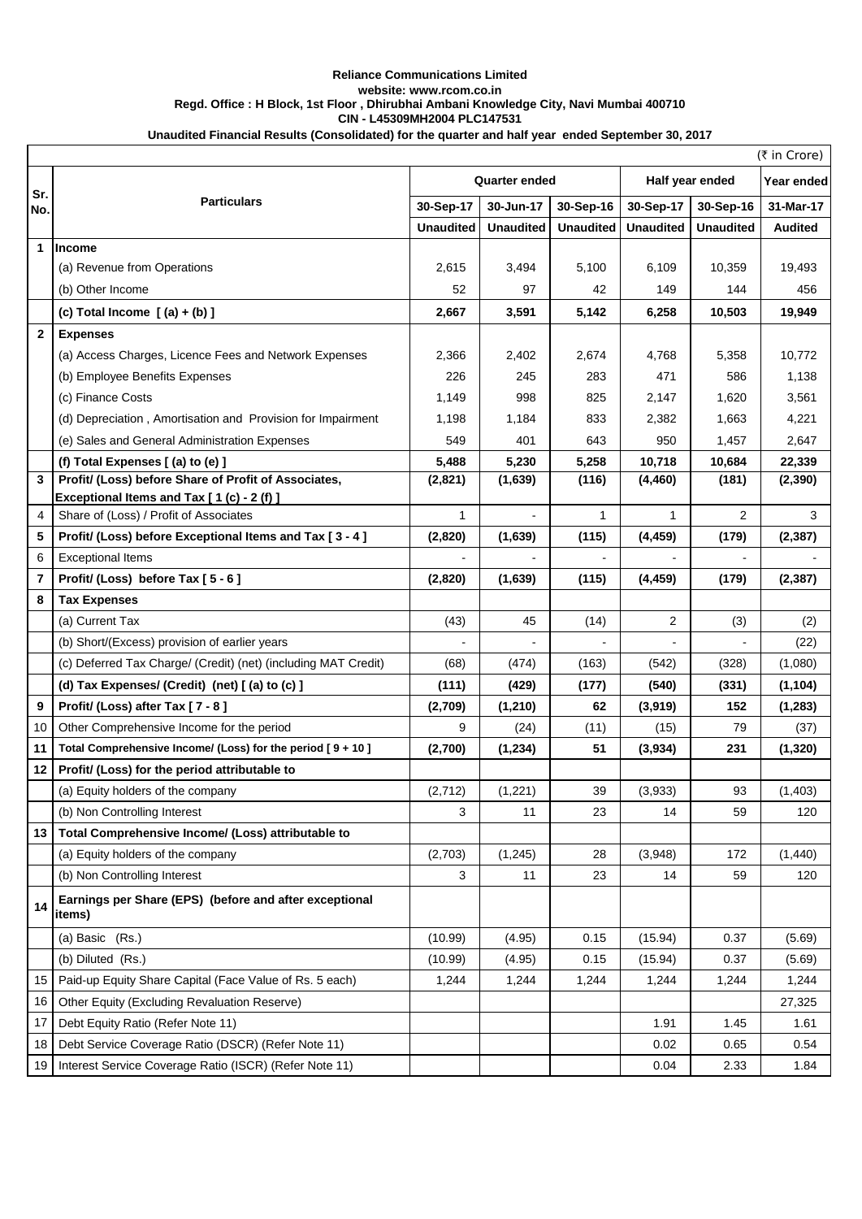**Reliance Communications Limited**
**website: www.rcom.co.in**
**Regd. Office : H Block, 1st Floor , Dhirubhai Ambani Knowledge City, Navi Mumbai 400710**
**CIN - L45309MH2004 PLC147531**
**Unaudited Financial Results (Consolidated) for the quarter and half year ended September 30, 2017**

(₹ in Crore)

| Sr. No. | Particulars | Quarter ended | | | Half year ended | | Year ended |
|---|---|---|---|---|---|---|---|
| | | 30-Sep-17 | 30-Jun-17 | 30-Sep-16 | 30-Sep-17 | 30-Sep-16 | 31-Mar-17 |
| | | Unaudited | Unaudited | Unaudited | Unaudited | Unaudited | Audited |
| 1 | **Income** | | | | | | |
| | (a) Revenue from Operations | 2,615 | 3,494 | 5,100 | 6,109 | 10,359 | 19,493 |
| | (b) Other Income | 52 | 97 | 42 | 149 | 144 | 456 |
| | **(c) Total Income [ (a) + (b) ]** | **2,667** | **3,591** | **5,142** | **6,258** | **10,503** | **19,949** |
| 2 | **Expenses** | | | | | | |
| | (a) Access Charges, Licence Fees and Network Expenses | 2,366 | 2,402 | 2,674 | 4,768 | 5,358 | 10,772 |
| | (b) Employee Benefits Expenses | 226 | 245 | 283 | 471 | 586 | 1,138 |
| | (c) Finance Costs | 1,149 | 998 | 825 | 2,147 | 1,620 | 3,561 |
| | (d) Depreciation , Amortisation and Provision for Impairment | 1,198 | 1,184 | 833 | 2,382 | 1,663 | 4,221 |
| | (e) Sales and General Administration Expenses | 549 | 401 | 643 | 950 | 1,457 | 2,647 |
| | **(f) Total Expenses [ (a) to (e) ]** | **5,488** | **5,230** | **5,258** | **10,718** | **10,684** | **22,339** |
| 3 | **Profit/ (Loss) before Share of Profit of Associates, Exceptional Items and Tax [ 1 (c) - 2 (f) ]** | **(2,821)** | **(1,639)** | **(116)** | **(4,460)** | **(181)** | **(2,390)** |
| 4 | Share of (Loss) / Profit of Associates | 1 | - | 1 | 1 | 2 | 3 |
| 5 | **Profit/ (Loss) before Exceptional Items and Tax [ 3 - 4 ]** | **(2,820)** | **(1,639)** | **(115)** | **(4,459)** | **(179)** | **(2,387)** |
| 6 | Exceptional Items | - | - | - | - | - | - |
| 7 | **Profit/ (Loss) before Tax [ 5 - 6 ]** | **(2,820)** | **(1,639)** | **(115)** | **(4,459)** | **(179)** | **(2,387)** |
| 8 | **Tax Expenses** | | | | | | |
| | (a) Current Tax | (43) | 45 | (14) | 2 | (3) | (2) |
| | (b) Short/(Excess) provision of earlier years | - | - | - | - | - | (22) |
| | (c) Deferred Tax Charge/ (Credit) (net) (including MAT Credit) | (68) | (474) | (163) | (542) | (328) | (1,080) |
| | **(d) Tax Expenses/ (Credit) (net) [ (a) to (c) ]** | **(111)** | **(429)** | **(177)** | **(540)** | **(331)** | **(1,104)** |
| 9 | **Profit/ (Loss) after Tax [ 7 - 8 ]** | **(2,709)** | **(1,210)** | **62** | **(3,919)** | **152** | **(1,283)** |
| 10 | Other Comprehensive Income for the period | 9 | (24) | (11) | (15) | 79 | (37) |
| 11 | **Total Comprehensive Income/ (Loss) for the period [ 9 + 10 ]** | **(2,700)** | **(1,234)** | **51** | **(3,934)** | **231** | **(1,320)** |
| 12 | **Profit/ (Loss) for the period attributable to** | | | | | | |
| | (a) Equity holders of the company | (2,712) | (1,221) | 39 | (3,933) | 93 | (1,403) |
| | (b) Non Controlling Interest | 3 | 11 | 23 | 14 | 59 | 120 |
| 13 | **Total Comprehensive Income/ (Loss) attributable to** | | | | | | |
| | (a) Equity holders of the company | (2,703) | (1,245) | 28 | (3,948) | 172 | (1,440) |
| | (b) Non Controlling Interest | 3 | 11 | 23 | 14 | 59 | 120 |
| 14 | **Earnings per Share (EPS) (before and after exceptional items)** | | | | | | |
| | (a) Basic (Rs.) | (10.99) | (4.95) | 0.15 | (15.94) | 0.37 | (5.69) |
| | (b) Diluted (Rs.) | (10.99) | (4.95) | 0.15 | (15.94) | 0.37 | (5.69) |
| 15 | Paid-up Equity Share Capital (Face Value of Rs. 5 each) | 1,244 | 1,244 | 1,244 | 1,244 | 1,244 | 1,244 |
| 16 | Other Equity (Excluding Revaluation Reserve) | | | | | | 27,325 |
| 17 | Debt Equity Ratio (Refer Note 11) | | | | 1.91 | 1.45 | 1.61 |
| 18 | Debt Service Coverage Ratio (DSCR) (Refer Note 11) | | | | 0.02 | 0.65 | 0.54 |
| 19 | Interest Service Coverage Ratio (ISCR) (Refer Note 11) | | | | 0.04 | 2.33 | 1.84 |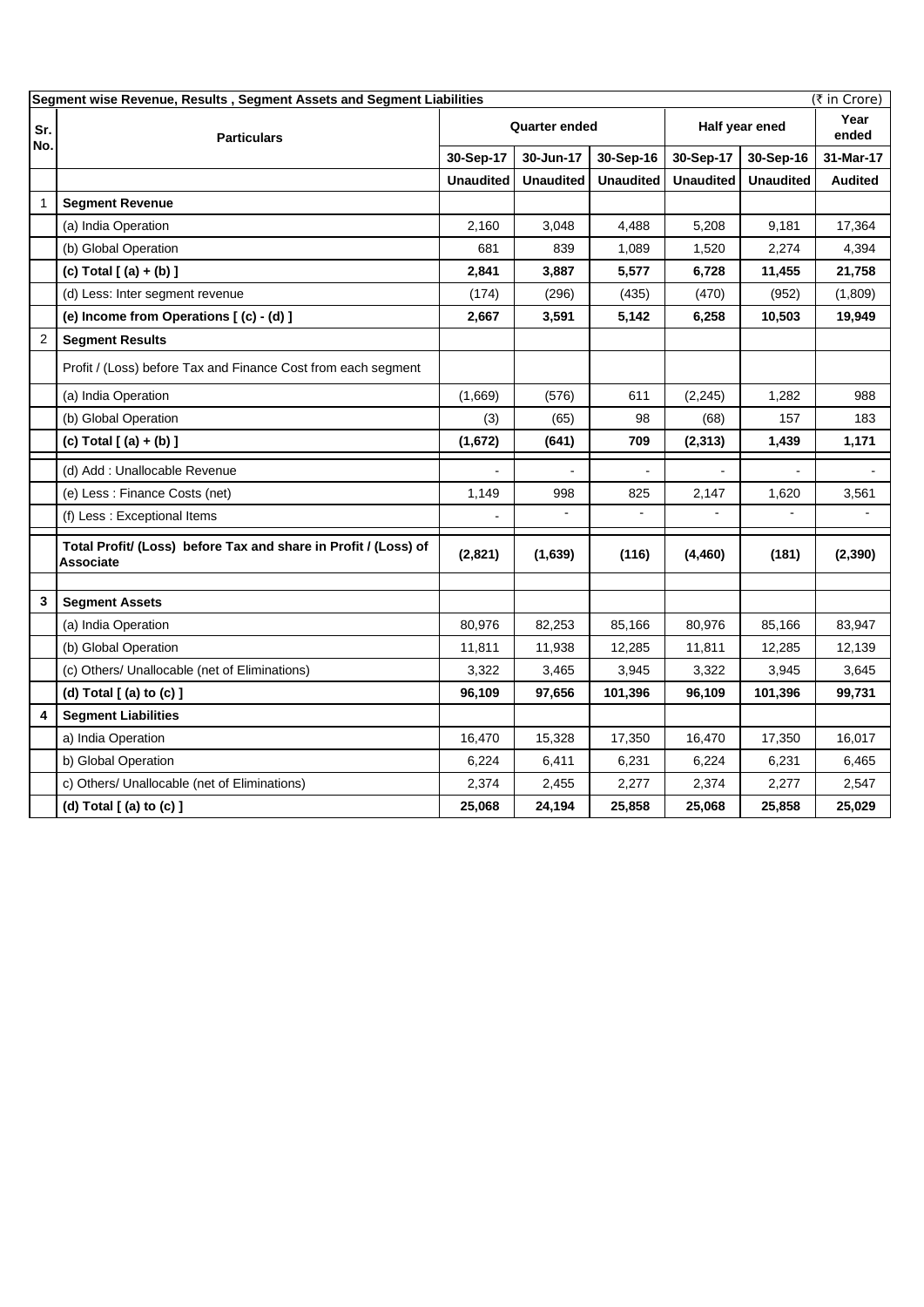Segment wise Revenue, Results , Segment Assets and Segment Liabilities (₹ in Crore)

| Sr. No. | Particulars | Quarter ended | | | Half year ened | | Year ended |
|---|---|---|---|---|---|---|---|
| | | 30-Sep-17 | 30-Jun-17 | 30-Sep-16 | 30-Sep-17 | 30-Sep-16 | 31-Mar-17 |
| | | Unaudited | Unaudited | Unaudited | Unaudited | Unaudited | Audited |
| 1 | **Segment Revenue** | | | | | | |
| | (a) India Operation | 2,160 | 3,048 | 4,488 | 5,208 | 9,181 | 17,364 |
| | (b) Global Operation | 681 | 839 | 1,089 | 1,520 | 2,274 | 4,394 |
| | **(c) Total [ (a) + (b) ]** | **2,841** | **3,887** | **5,577** | **6,728** | **11,455** | **21,758** |
| | (d) Less: Inter segment revenue | (174) | (296) | (435) | (470) | (952) | (1,809) |
| | **(e) Income from Operations [ (c) - (d) ]** | **2,667** | **3,591** | **5,142** | **6,258** | **10,503** | **19,949** |
| 2 | **Segment Results** | | | | | | |
| | Profit / (Loss) before Tax and Finance Cost from each segment | | | | | | |
| | (a) India Operation | (1,669) | (576) | 611 | (2,245) | 1,282 | 988 |
| | (b) Global Operation | (3) | (65) | 98 | (68) | 157 | 183 |
| | **(c) Total [ (a) + (b) ]** | **(1,672)** | **(641)** | **709** | **(2,313)** | **1,439** | **1,171** |
| | (d) Add : Unallocable Revenue | - | - | - | - | - | - |
| | (e) Less : Finance Costs (net) | 1,149 | 998 | 825 | 2,147 | 1,620 | 3,561 |
| | (f) Less : Exceptional Items | - | - | - | - | - | - |
| | **Total Profit/ (Loss) before Tax and share in Profit / (Loss) of Associate** | **(2,821)** | **(1,639)** | **(116)** | **(4,460)** | **(181)** | **(2,390)** |
| **3** | **Segment Assets** | | | | | | |
| | (a) India Operation | 80,976 | 82,253 | 85,166 | 80,976 | 85,166 | 83,947 |
| | (b) Global Operation | 11,811 | 11,938 | 12,285 | 11,811 | 12,285 | 12,139 |
| | (c) Others/ Unallocable (net of Eliminations) | 3,322 | 3,465 | 3,945 | 3,322 | 3,945 | 3,645 |
| | **(d) Total [ (a) to (c) ]** | **96,109** | **97,656** | **101,396** | **96,109** | **101,396** | **99,731** |
| **4** | **Segment Liabilities** | | | | | | |
| | a) India Operation | 16,470 | 15,328 | 17,350 | 16,470 | 17,350 | 16,017 |
| | b) Global Operation | 6,224 | 6,411 | 6,231 | 6,224 | 6,231 | 6,465 |
| | c) Others/ Unallocable (net of Eliminations) | 2,374 | 2,455 | 2,277 | 2,374 | 2,277 | 2,547 |
| | **(d) Total [ (a) to (c) ]** | **25,068** | **24,194** | **25,858** | **25,068** | **25,858** | **25,029** |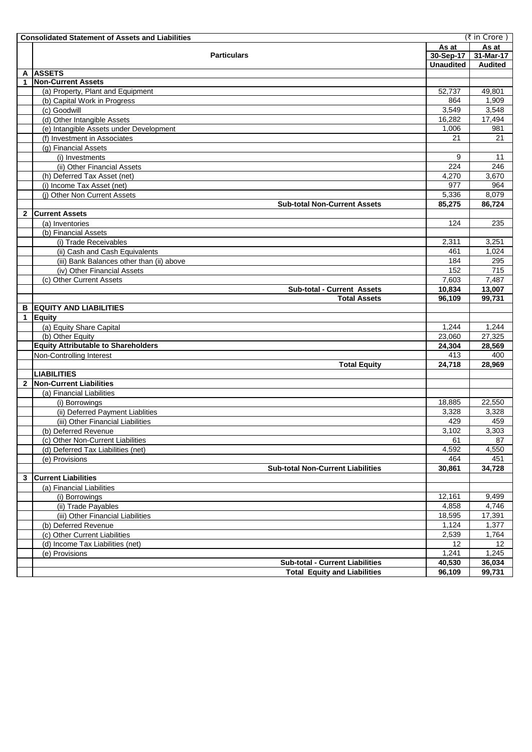| | Consolidated Statement of Assets and Liabilities | | (₹ in Crore ) |
|---|---|---|---|
| | **Particulars** | **As at 30-Sep-17 Unaudited** | **As at 31-Mar-17 Audited** |
| **A** | **ASSETS** | | |
| **1** | **Non-Current Assets** | | |
| | (a) Property, Plant and Equipment | 52,737 | 49,801 |
| | (b) Capital Work in Progress | 864 | 1,909 |
| | (c) Goodwill | 3,549 | 3,548 |
| | (d) Other Intangible Assets | 16,282 | 17,494 |
| | (e) Intangible Assets under Development | 1,006 | 981 |
| | (f) Investment in Associates | 21 | 21 |
| | (g) Financial Assets | | |
| | (i) Investments | 9 | 11 |
| | (ii) Other Financial Assets | 224 | 246 |
| | (h) Deferred Tax Asset (net) | 4,270 | 3,670 |
| | (i) Income Tax Asset (net) | 977 | 964 |
| | (j) Other Non Current Assets | 5,336 | 8,079 |
| | **Sub-total Non-Current Assets** | **85,275** | **86,724** |
| **2** | **Current Assets** | | |
| | (a) Inventories | 124 | 235 |
| | (b) Financial Assets | | |
| | (i) Trade Receivables | 2,311 | 3,251 |
| | (ii) Cash and Cash Equivalents | 461 | 1,024 |
| | (iii) Bank Balances other than (ii) above | 184 | 295 |
| | (iv) Other Financial Assets | 152 | 715 |
| | (c) Other Current Assets | 7,603 | 7,487 |
| | **Sub-total - Current Assets** | **10,834** | **13,007** |
| | **Total Assets** | **96,109** | **99,731** |
| **B** | **EQUITY AND LIABILITIES** | | |
| **1** | **Equity** | | |
| | (a) Equity Share Capital | 1,244 | 1,244 |
| | (b) Other Equity | 23,060 | 27,325 |
| | **Equity Attributable to Shareholders** | **24,304** | **28,569** |
| | Non-Controlling Interest | 413 | 400 |
| | **Total Equity** | **24,718** | **28,969** |
| | **LIABILITIES** | | |
| **2** | **Non-Current Liabilities** | | |
| | (a) Financial Liabilities | | |
| | (i) Borrowings | 18,885 | 22,550 |
| | (ii) Deferred Payment Liablities | 3,328 | 3,328 |
| | (iii) Other Financial Liabilities | 429 | 459 |
| | (b) Deferred Revenue | 3,102 | 3,303 |
| | (c) Other Non-Current Liabilities | 61 | 87 |
| | (d) Deferred Tax Liabilities (net) | 4,592 | 4,550 |
| | (e) Provisions | 464 | 451 |
| | **Sub-total Non-Current Liabilities** | **30,861** | **34,728** |
| **3** | **Current Liabilities** | | |
| | (a) Financial Liabilities | | |
| | (i) Borrowings | 12,161 | 9,499 |
| | (ii) Trade Payables | 4,858 | 4,746 |
| | (iii) Other Financial Liabilities | 18,595 | 17,391 |
| | (b) Deferred Revenue | 1,124 | 1,377 |
| | (c) Other Current Liabilities | 2,539 | 1,764 |
| | (d) Income Tax Liabilities (net) | 12 | 12 |
| | (e) Provisions | 1,241 | 1,245 |
| | **Sub-total - Current Liabilities** | **40,530** | **36,034** |
| | **Total Equity and Liabilities** | **96,109** | **99,731** |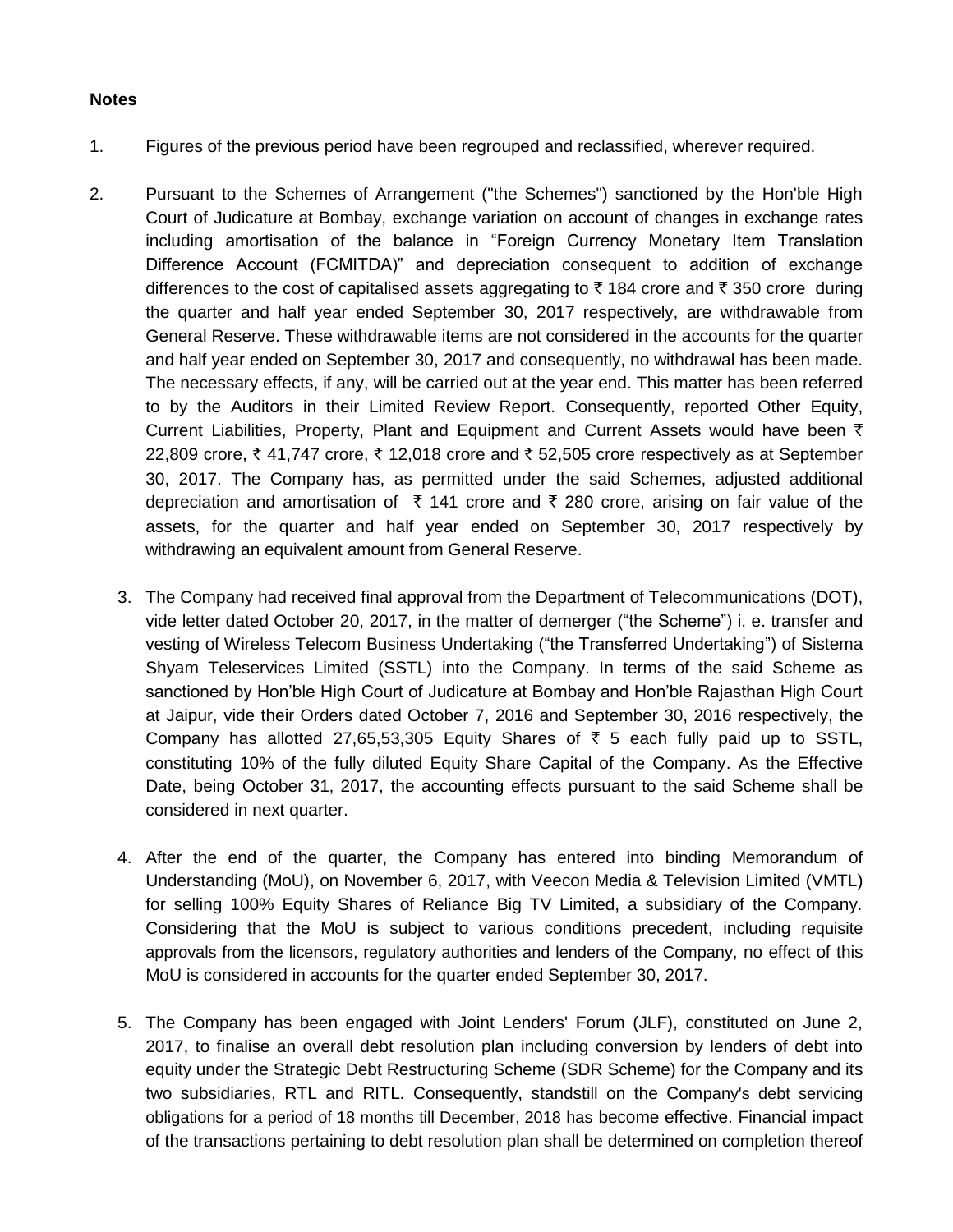**Notes**

1. Figures of the previous period have been regrouped and reclassified, wherever required.

2. Pursuant to the Schemes of Arrangement ("the Schemes") sanctioned by the Hon'ble High Court of Judicature at Bombay, exchange variation on account of changes in exchange rates including amortisation of the balance in "Foreign Currency Monetary Item Translation Difference Account (FCMITDA)" and depreciation consequent to addition of exchange differences to the cost of capitalised assets aggregating to ₹ 184 crore and ₹ 350 crore during the quarter and half year ended September 30, 2017 respectively, are withdrawable from General Reserve. These withdrawable items are not considered in the accounts for the quarter and half year ended on September 30, 2017 and consequently, no withdrawal has been made. The necessary effects, if any, will be carried out at the year end. This matter has been referred to by the Auditors in their Limited Review Report. Consequently, reported Other Equity, Current Liabilities, Property, Plant and Equipment and Current Assets would have been ₹ 22,809 crore, ₹ 41,747 crore, ₹ 12,018 crore and ₹ 52,505 crore respectively as at September 30, 2017. The Company has, as permitted under the said Schemes, adjusted additional depreciation and amortisation of ₹ 141 crore and ₹ 280 crore, arising on fair value of the assets, for the quarter and half year ended on September 30, 2017 respectively by withdrawing an equivalent amount from General Reserve.

3. The Company had received final approval from the Department of Telecommunications (DOT), vide letter dated October 20, 2017, in the matter of demerger ("the Scheme") i. e. transfer and vesting of Wireless Telecom Business Undertaking ("the Transferred Undertaking") of Sistema Shyam Teleservices Limited (SSTL) into the Company. In terms of the said Scheme as sanctioned by Hon'ble High Court of Judicature at Bombay and Hon'ble Rajasthan High Court at Jaipur, vide their Orders dated October 7, 2016 and September 30, 2016 respectively, the Company has allotted 27,65,53,305 Equity Shares of ₹ 5 each fully paid up to SSTL, constituting 10% of the fully diluted Equity Share Capital of the Company. As the Effective Date, being October 31, 2017, the accounting effects pursuant to the said Scheme shall be considered in next quarter.

4. After the end of the quarter, the Company has entered into binding Memorandum of Understanding (MoU), on November 6, 2017, with Veecon Media & Television Limited (VMTL) for selling 100% Equity Shares of Reliance Big TV Limited, a subsidiary of the Company. Considering that the MoU is subject to various conditions precedent, including requisite approvals from the licensors, regulatory authorities and lenders of the Company, no effect of this MoU is considered in accounts for the quarter ended September 30, 2017.

5. The Company has been engaged with Joint Lenders' Forum (JLF), constituted on June 2, 2017, to finalise an overall debt resolution plan including conversion by lenders of debt into equity under the Strategic Debt Restructuring Scheme (SDR Scheme) for the Company and its two subsidiaries, RTL and RITL. Consequently, standstill on the Company's debt servicing obligations for a period of 18 months till December, 2018 has become effective. Financial impact of the transactions pertaining to debt resolution plan shall be determined on completion thereof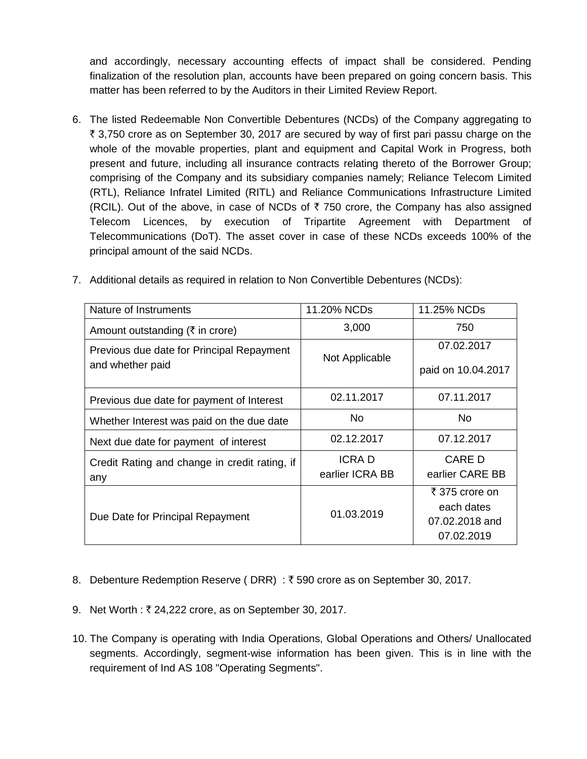and accordingly, necessary accounting effects of impact shall be considered. Pending finalization of the resolution plan, accounts have been prepared on going concern basis. This matter has been referred to by the Auditors in their Limited Review Report.

6. The listed Redeemable Non Convertible Debentures (NCDs) of the Company aggregating to ₹ 3,750 crore as on September 30, 2017 are secured by way of first pari passu charge on the whole of the movable properties, plant and equipment and Capital Work in Progress, both present and future, including all insurance contracts relating thereto of the Borrower Group; comprising of the Company and its subsidiary companies namely; Reliance Telecom Limited (RTL), Reliance Infratel Limited (RITL) and Reliance Communications Infrastructure Limited (RCIL). Out of the above, in case of NCDs of ₹ 750 crore, the Company has also assigned Telecom Licences, by execution of Tripartite Agreement with Department of Telecommunications (DoT). The asset cover in case of these NCDs exceeds 100% of the principal amount of the said NCDs.

7. Additional details as required in relation to Non Convertible Debentures (NCDs):

| Nature of Instruments | 11.20% NCDs | 11.25% NCDs |
|---|---|---|
| Amount outstanding (₹ in crore) | 3,000 | 750 |
| Previous due date for Principal Repayment and whether paid | Not Applicable | 07.02.2017 paid on 10.04.2017 |
| Previous due date for payment of Interest | 02.11.2017 | 07.11.2017 |
| Whether Interest was paid on the due date | No | No |
| Next due date for payment of interest | 02.12.2017 | 07.12.2017 |
| Credit Rating and change in credit rating, if any | ICRA D earlier ICRA BB | CARE D earlier CARE BB |
| Due Date for Principal Repayment | 01.03.2019 | ₹ 375 crore on each dates 07.02.2018 and 07.02.2019 |

8. Debenture Redemption Reserve ( DRR) : ₹ 590 crore as on September 30, 2017.

9. Net Worth : ₹ 24,222 crore, as on September 30, 2017.

10. The Company is operating with India Operations, Global Operations and Others/ Unallocated segments. Accordingly, segment-wise information has been given. This is in line with the requirement of Ind AS 108 "Operating Segments".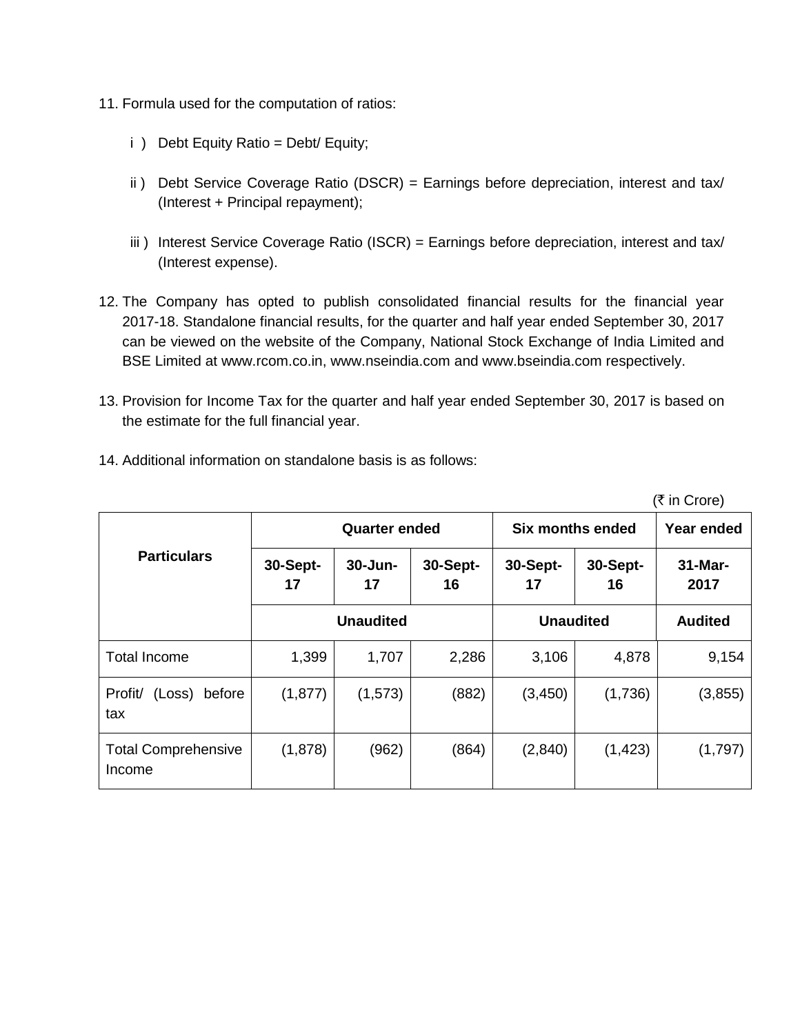11. Formula used for the computation of ratios:

    i ) Debt Equity Ratio = Debt/ Equity;

    ii ) Debt Service Coverage Ratio (DSCR) = Earnings before depreciation, interest and tax/ (Interest + Principal repayment);

    iii ) Interest Service Coverage Ratio (ISCR) = Earnings before depreciation, interest and tax/ (Interest expense).

12. The Company has opted to publish consolidated financial results for the financial year 2017-18. Standalone financial results, for the quarter and half year ended September 30, 2017 can be viewed on the website of the Company, National Stock Exchange of India Limited and BSE Limited at www.rcom.co.in, www.nseindia.com and www.bseindia.com respectively.

13. Provision for Income Tax for the quarter and half year ended September 30, 2017 is based on the estimate for the full financial year.

14. Additional information on standalone basis is as follows:

(₹ in Crore)

| Particulars | Quarter ended | | | Six months ended | | Year ended |
|---|---|---|---|---|---|---|
| | 30-Sept-17 | 30-Jun-17 | 30-Sept-16 | 30-Sept-17 | 30-Sept-16 | 31-Mar-2017 |
| | Unaudited | | | Unaudited | | Audited |
| Total Income | 1,399 | 1,707 | 2,286 | 3,106 | 4,878 | 9,154 |
| Profit/ (Loss) before tax | (1,877) | (1,573) | (882) | (3,450) | (1,736) | (3,855) |
| Total Comprehensive Income | (1,878) | (962) | (864) | (2,840) | (1,423) | (1,797) |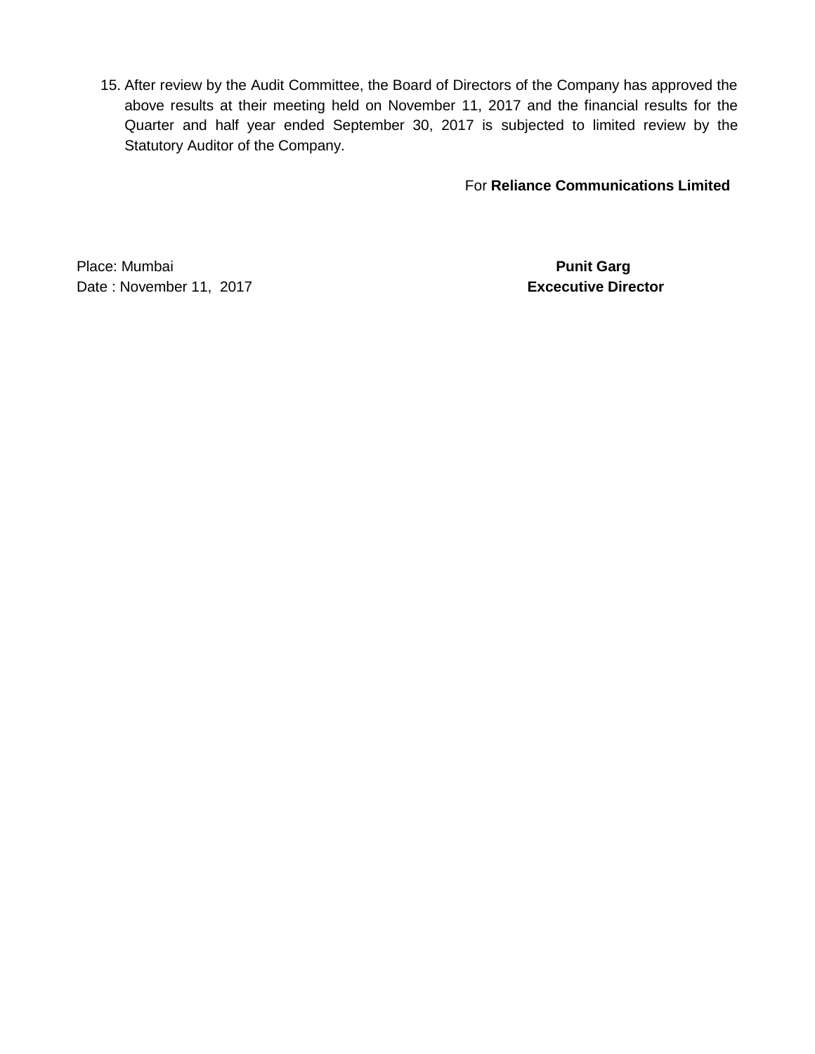15. After review by the Audit Committee, the Board of Directors of the Company has approved the above results at their meeting held on November 11, 2017 and the financial results for the Quarter and half year ended September 30, 2017 is subjected to limited review by the Statutory Auditor of the Company.

For **Reliance Communications Limited**

Place: Mumbai

Date : November 11, 2017

**Punit Garg**

**Excecutive Director**